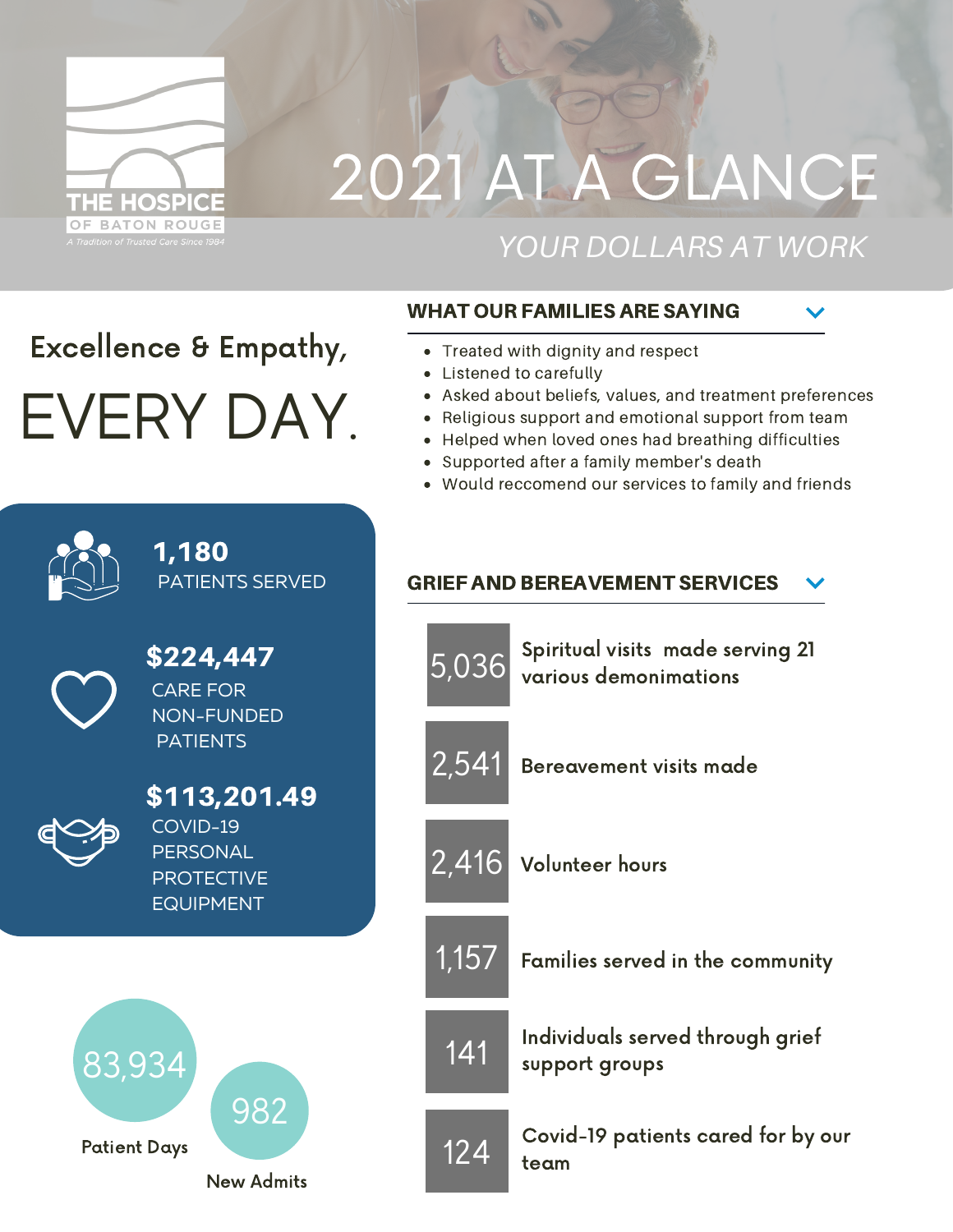THE HOSPICE OF BATON ROUGE

*A Tradition of Trusted Care Since 1984*

# 2021 AT A GLANCE

## *YOUR DOLLARS AT WORK*

## Excellence & Empathy,

# EVERY DAY.

**1,180**
PATIENTS SERVED

**$224,447**
CARE FOR NON-FUNDED PATIENTS

**$113,201.49**
COVID-19 PERSONAL PROTECTIVE EQUIPMENT

83,934
Patient Days

982
New Admits

### WHAT OUR FAMILIES ARE SAYING

- Treated with dignity and respect
- Listened to carefully
- Asked about beliefs, values, and treatment preferences
- Religious support and emotional support from team
- Helped when loved ones had breathing difficulties
- Supported after a family member's death
- Would reccomend our services to family and friends

### GRIEF AND BEREAVEMENT SERVICES

5,036 Spiritual visits made serving 21 various demonimations

2,541 Bereavement visits made

2,416 Volunteer hours

1,157 Families served in the community

141 Individuals served through grief support groups

124 Covid-19 patients cared for by our team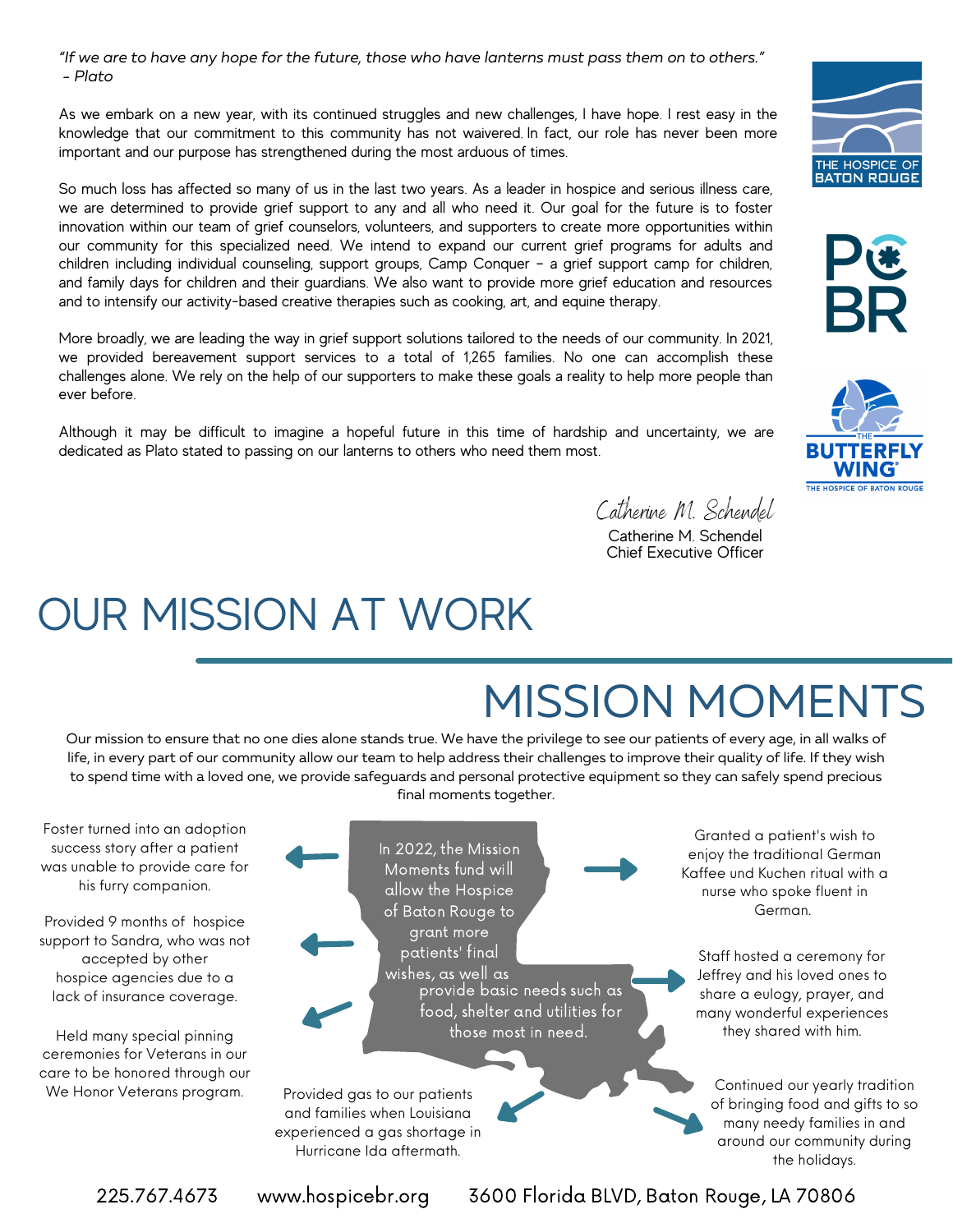*"If we are to have any hope for the future, those who have lanterns must pass them on to others."*
*- Plato*

As we embark on a new year, with its continued struggles and new challenges, I have hope. I rest easy in the knowledge that our commitment to this community has not waivered. In fact, our role has never been more important and our purpose has strengthened during the most arduous of times.

So much loss has affected so many of us in the last two years. As a leader in hospice and serious illness care, we are determined to provide grief support to any and all who need it. Our goal for the future is to foster innovation within our team of grief counselors, volunteers, and supporters to create more opportunities within our community for this specialized need. We intend to expand our current grief programs for adults and children including individual counseling, support groups, Camp Conquer - a grief support camp for children, and family days for children and their guardians. We also want to provide more grief education and resources and to intensify our activity-based creative therapies such as cooking, art, and equine therapy.

More broadly, we are leading the way in grief support solutions tailored to the needs of our community. In 2021, we provided bereavement support services to a total of 1,265 families. No one can accomplish these challenges alone. We rely on the help of our supporters to make these goals a reality to help more people than ever before.

Although it may be difficult to imagine a hopeful future in this time of hardship and uncertainty, we are dedicated as Plato stated to passing on our lanterns to others who need them most.

THE HOSPICE OF BATON ROUGE

PCBR

THE BUTTERFLY WING® THE HOSPICE OF BATON ROUGE

*Catherine M. Schendel*
Catherine M. Schendel
Chief Executive Officer

# OUR MISSION AT WORK

## MISSION MOMENTS

Our mission to ensure that no one dies alone stands true. We have the privilege to see our patients of every age, in all walks of life, in every part of our community allow our team to help address their challenges to improve their quality of life. If they wish to spend time with a loved one, we provide safeguards and personal protective equipment so they can safely spend precious final moments together.

In 2022, the Mission Moments fund will allow the Hospice of Baton Rouge to grant more patients' final wishes, as well as provide basic needs such as food, shelter and utilities for those most in need.

- Foster turned into an adoption success story after a patient was unable to provide care for his furry companion.
- Provided 9 months of hospice support to Sandra, who was not accepted by other hospice agencies due to a lack of insurance coverage.
- Held many special pinning ceremonies for Veterans in our care to be honored through our We Honor Veterans program.
- Provided gas to our patients and families when Louisiana experienced a gas shortage in Hurricane Ida aftermath.
- Granted a patient's wish to enjoy the traditional German Kaffee und Kuchen ritual with a nurse who spoke fluent in German.
- Staff hosted a ceremony for Jeffrey and his loved ones to share a eulogy, prayer, and many wonderful experiences they shared with him.
- Continued our yearly tradition of bringing food and gifts to so many needy families in and around our community during the holidays.

225.767.4673 www.hospicebr.org 3600 Florida BLVD, Baton Rouge, LA 70806